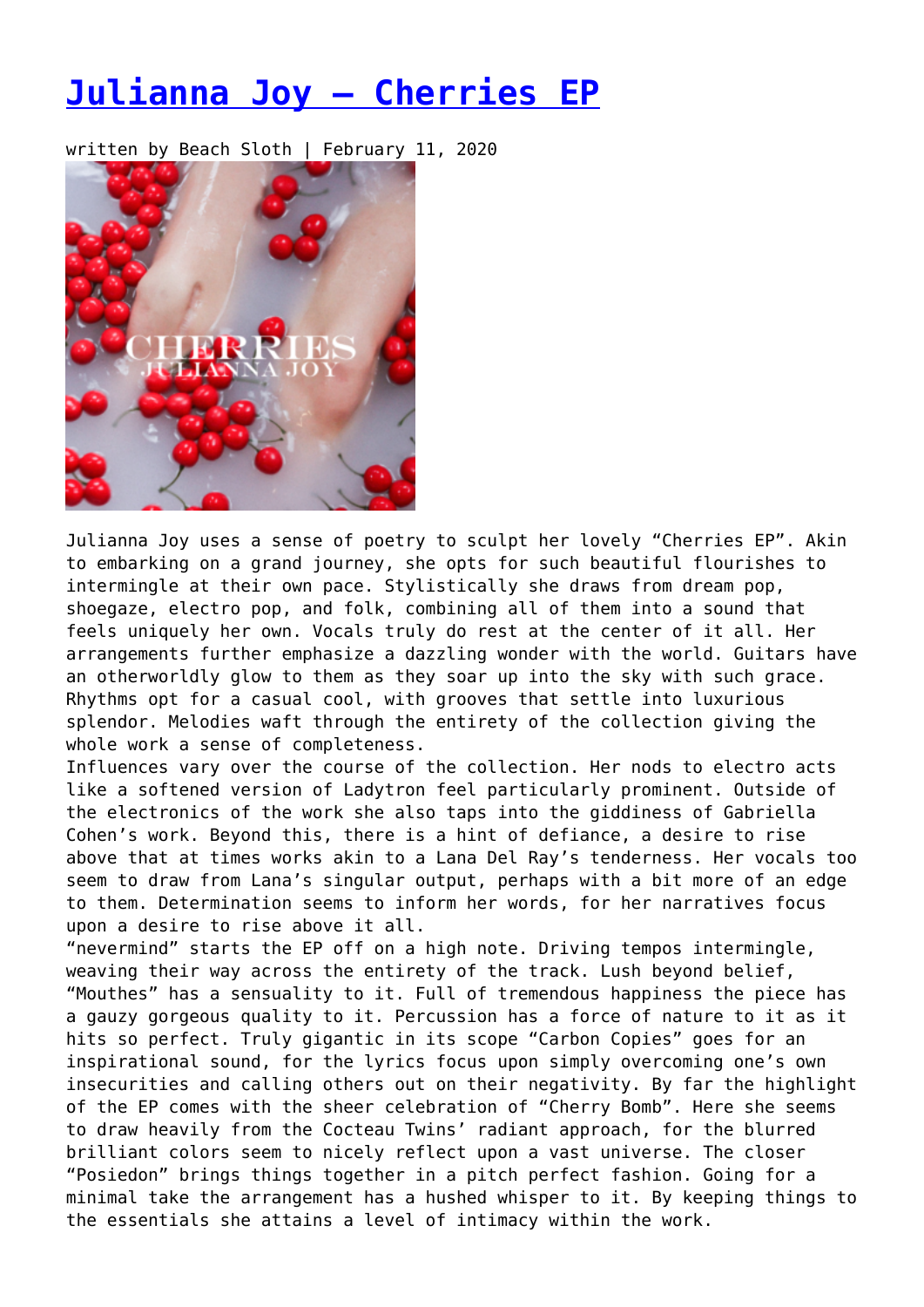# Julianna Joy – Cherries EP

written by Beach Sloth | February 11, 2020

Julianna Joy uses a sense of poetry to sculpt her lovely "Cherries EP". Akin to embarking on a grand journey, she opts for such beautiful flourishes to intermingle at their own pace. Stylistically she draws from dream pop, shoegaze, electro pop, and folk, combining all of them into a sound that feels uniquely her own. Vocals truly do rest at the center of it all. Her arrangements further emphasize a dazzling wonder with the world. Guitars have an otherworldly glow to them as they soar up into the sky with such grace. Rhythms opt for a casual cool, with grooves that settle into luxurious splendor. Melodies waft through the entirety of the collection giving the whole work a sense of completeness.

Influences vary over the course of the collection. Her nods to electro acts like a softened version of Ladytron feel particularly prominent. Outside of the electronics of the work she also taps into the giddiness of Gabriella Cohen's work. Beyond this, there is a hint of defiance, a desire to rise above that at times works akin to a Lana Del Ray's tenderness. Her vocals too seem to draw from Lana's singular output, perhaps with a bit more of an edge to them. Determination seems to inform her words, for her narratives focus upon a desire to rise above it all.

"nevermind" starts the EP off on a high note. Driving tempos intermingle, weaving their way across the entirety of the track. Lush beyond belief, "Mouthes" has a sensuality to it. Full of tremendous happiness the piece has a gauzy gorgeous quality to it. Percussion has a force of nature to it as it hits so perfect. Truly gigantic in its scope "Carbon Copies" goes for an inspirational sound, for the lyrics focus upon simply overcoming one's own insecurities and calling others out on their negativity. By far the highlight of the EP comes with the sheer celebration of "Cherry Bomb". Here she seems to draw heavily from the Cocteau Twins' radiant approach, for the blurred brilliant colors seem to nicely reflect upon a vast universe. The closer "Posiedon" brings things together in a pitch perfect fashion. Going for a minimal take the arrangement has a hushed whisper to it. By keeping things to the essentials she attains a level of intimacy within the work.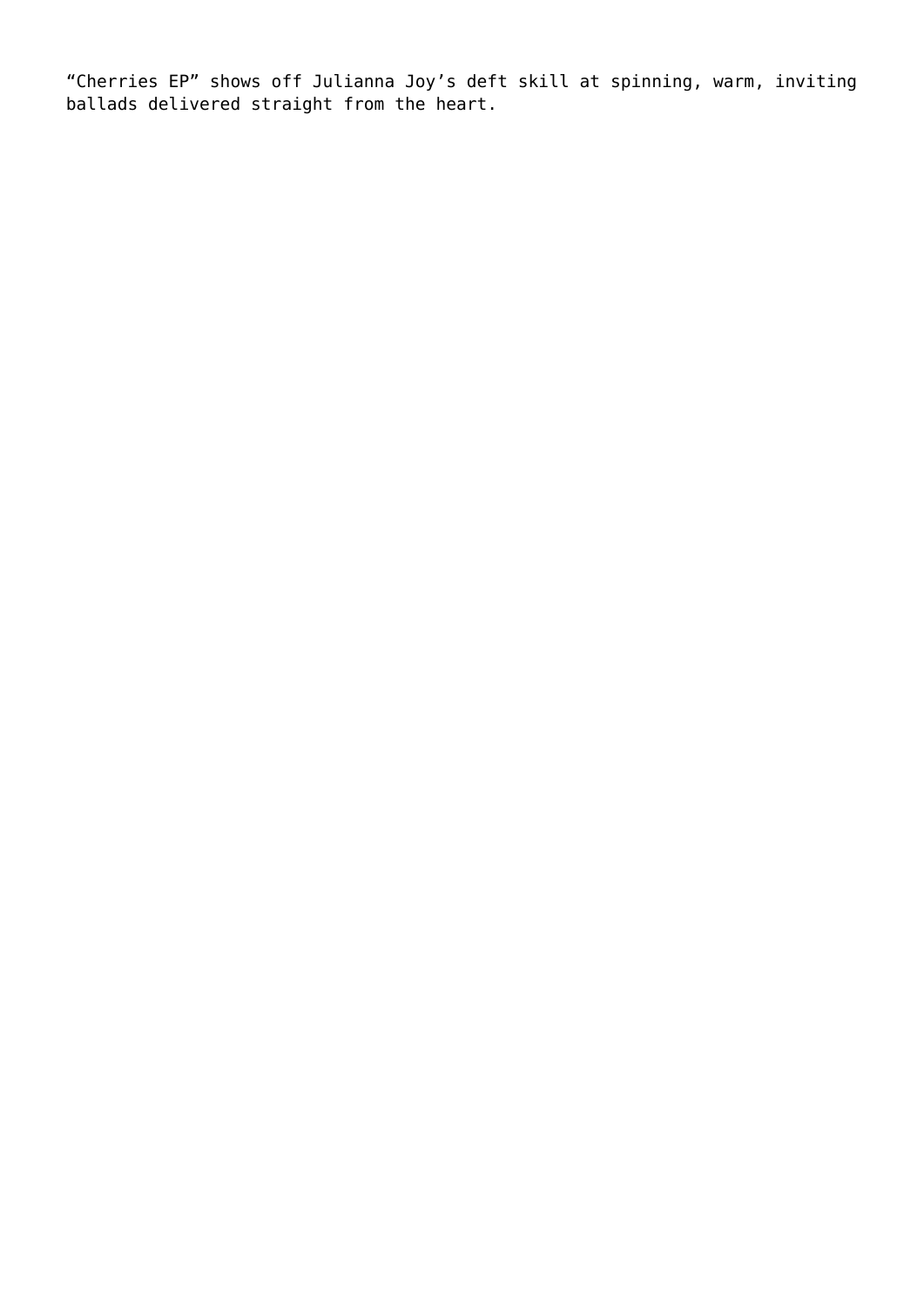“Cherries EP” shows off Julianna Joy’s deft skill at spinning, warm, inviting ballads delivered straight from the heart.